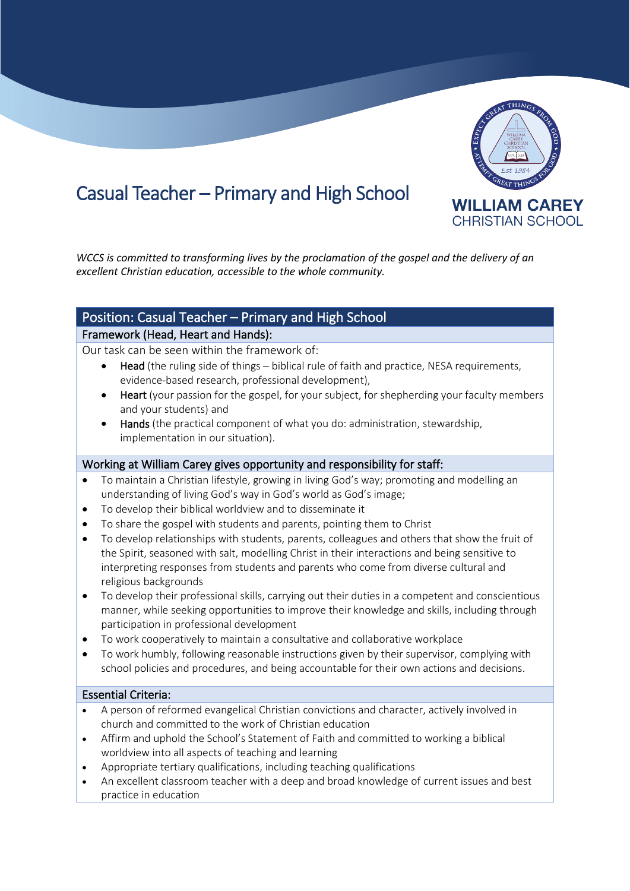# Casual Teacher – Primary and High School

**WILLIAM CAREY**
CHRISTIAN SCHOOL

*WCCS is committed to transforming lives by the proclamation of the gospel and the delivery of an excellent Christian education, accessible to the whole community.*

## Position: Casual Teacher – Primary and High School

### Framework (Head, Heart and Hands):

Our task can be seen within the framework of:

- **Head** (the ruling side of things – biblical rule of faith and practice, NESA requirements, evidence-based research, professional development),
- **Heart** (your passion for the gospel, for your subject, for shepherding your faculty members and your students) and
- **Hands** (the practical component of what you do: administration, stewardship, implementation in our situation).

### Working at William Carey gives opportunity and responsibility for staff:

- To maintain a Christian lifestyle, growing in living God's way; promoting and modelling an understanding of living God's way in God's world as God's image;
- To develop their biblical worldview and to disseminate it
- To share the gospel with students and parents, pointing them to Christ
- To develop relationships with students, parents, colleagues and others that show the fruit of the Spirit, seasoned with salt, modelling Christ in their interactions and being sensitive to interpreting responses from students and parents who come from diverse cultural and religious backgrounds
- To develop their professional skills, carrying out their duties in a competent and conscientious manner, while seeking opportunities to improve their knowledge and skills, including through participation in professional development
- To work cooperatively to maintain a consultative and collaborative workplace
- To work humbly, following reasonable instructions given by their supervisor, complying with school policies and procedures, and being accountable for their own actions and decisions.

### Essential Criteria:

- A person of reformed evangelical Christian convictions and character, actively involved in church and committed to the work of Christian education
- Affirm and uphold the School's Statement of Faith and committed to working a biblical worldview into all aspects of teaching and learning
- Appropriate tertiary qualifications, including teaching qualifications
- An excellent classroom teacher with a deep and broad knowledge of current issues and best practice in education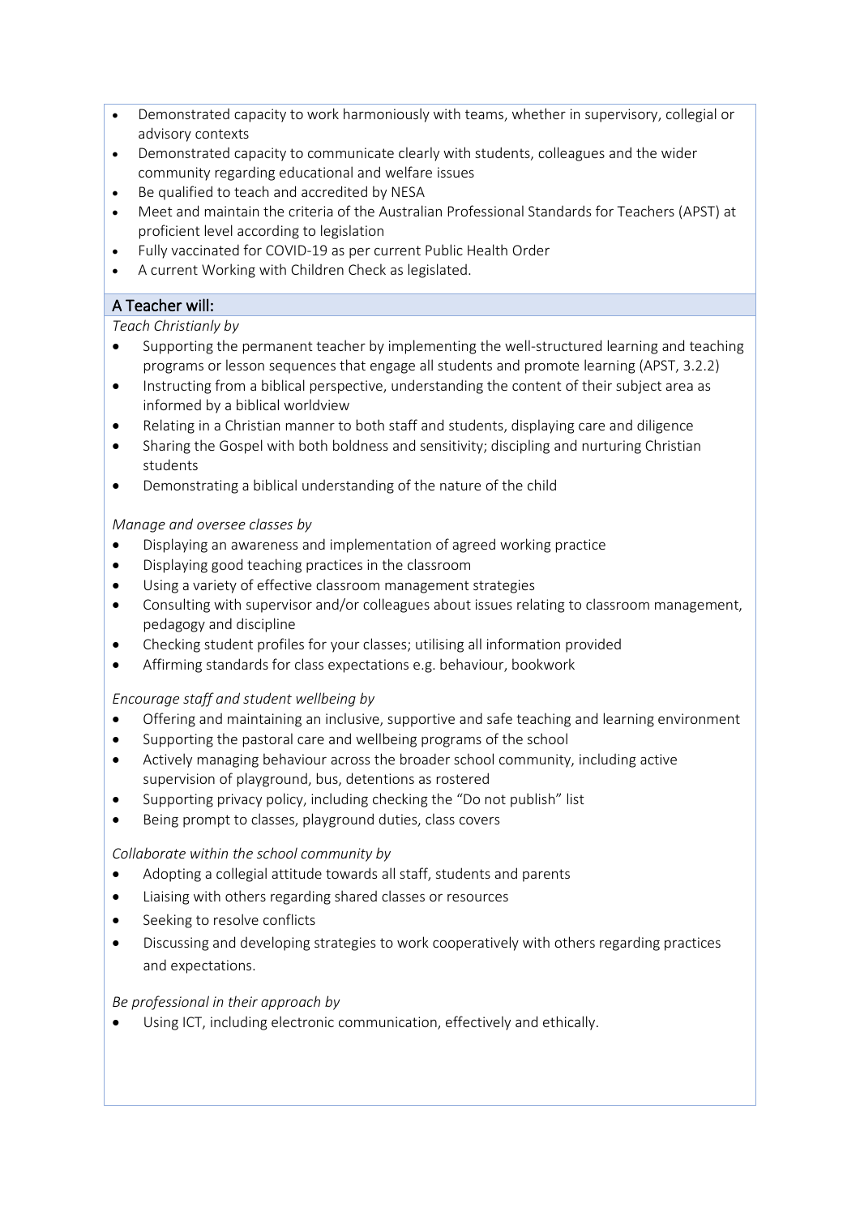- Demonstrated capacity to work harmoniously with teams, whether in supervisory, collegial or advisory contexts
- Demonstrated capacity to communicate clearly with students, colleagues and the wider community regarding educational and welfare issues
- Be qualified to teach and accredited by NESA
- Meet and maintain the criteria of the Australian Professional Standards for Teachers (APST) at proficient level according to legislation
- Fully vaccinated for COVID-19 as per current Public Health Order
- A current Working with Children Check as legislated.

## A Teacher will:

*Teach Christianly by*

- Supporting the permanent teacher by implementing the well-structured learning and teaching programs or lesson sequences that engage all students and promote learning (APST, 3.2.2)
- Instructing from a biblical perspective, understanding the content of their subject area as informed by a biblical worldview
- Relating in a Christian manner to both staff and students, displaying care and diligence
- Sharing the Gospel with both boldness and sensitivity; discipling and nurturing Christian students
- Demonstrating a biblical understanding of the nature of the child

*Manage and oversee classes by*

- Displaying an awareness and implementation of agreed working practice
- Displaying good teaching practices in the classroom
- Using a variety of effective classroom management strategies
- Consulting with supervisor and/or colleagues about issues relating to classroom management, pedagogy and discipline
- Checking student profiles for your classes; utilising all information provided
- Affirming standards for class expectations e.g. behaviour, bookwork

*Encourage staff and student wellbeing by*

- Offering and maintaining an inclusive, supportive and safe teaching and learning environment
- Supporting the pastoral care and wellbeing programs of the school
- Actively managing behaviour across the broader school community, including active supervision of playground, bus, detentions as rostered
- Supporting privacy policy, including checking the "Do not publish" list
- Being prompt to classes, playground duties, class covers

*Collaborate within the school community by*

- Adopting a collegial attitude towards all staff, students and parents
- Liaising with others regarding shared classes or resources
- Seeking to resolve conflicts
- Discussing and developing strategies to work cooperatively with others regarding practices and expectations.

*Be professional in their approach by*

- Using ICT, including electronic communication, effectively and ethically.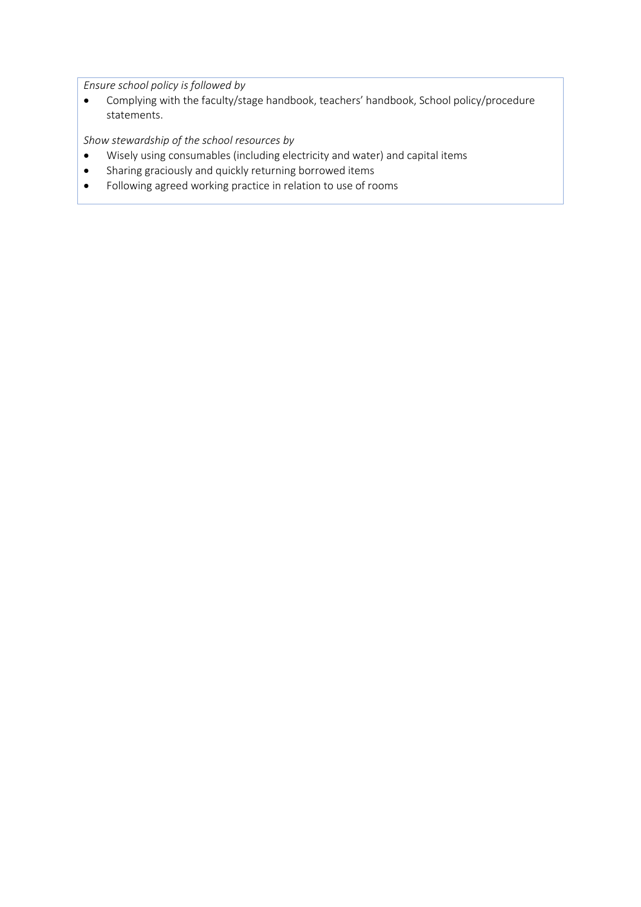*Ensure school policy is followed by*

- Complying with the faculty/stage handbook, teachers' handbook, School policy/procedure statements.

*Show stewardship of the school resources by*

- Wisely using consumables (including electricity and water) and capital items
- Sharing graciously and quickly returning borrowed items
- Following agreed working practice in relation to use of rooms